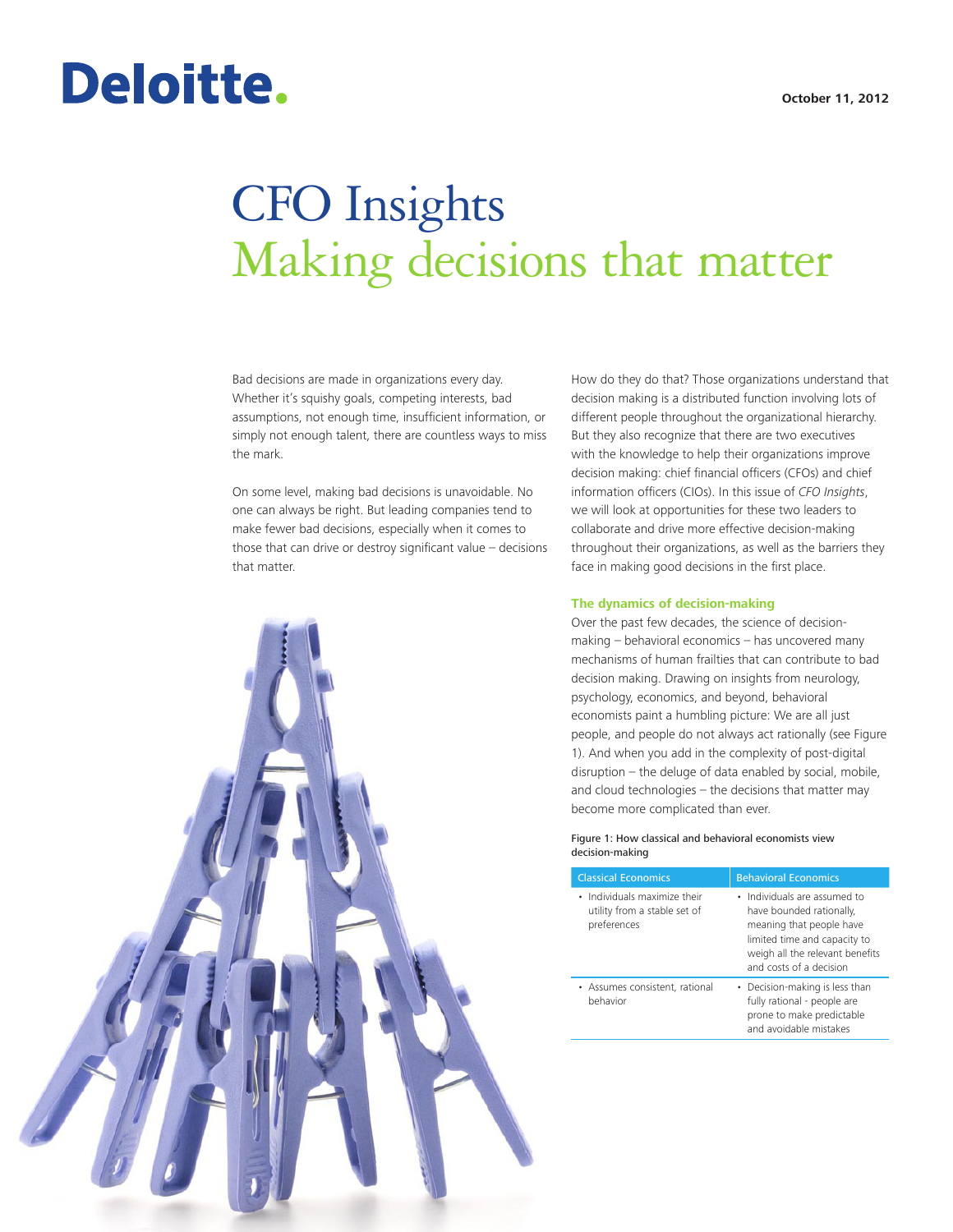Deloitte.

October 11, 2012

# CFO Insights
## Making decisions that matter

Bad decisions are made in organizations every day. Whether it's squishy goals, competing interests, bad assumptions, not enough time, insufficient information, or simply not enough talent, there are countless ways to miss the mark.

On some level, making bad decisions is unavoidable. No one can always be right. But leading companies tend to make fewer bad decisions, especially when it comes to those that can drive or destroy significant value – decisions that matter.

How do they do that? Those organizations understand that decision making is a distributed function involving lots of different people throughout the organizational hierarchy. But they also recognize that there are two executives with the knowledge to help their organizations improve decision making: chief financial officers (CFOs) and chief information officers (CIOs). In this issue of *CFO Insights*, we will look at opportunities for these two leaders to collaborate and drive more effective decision-making throughout their organizations, as well as the barriers they face in making good decisions in the first place.

### The dynamics of decision-making

Over the past few decades, the science of decision-making – behavioral economics – has uncovered many mechanisms of human frailties that can contribute to bad decision making. Drawing on insights from neurology, psychology, economics, and beyond, behavioral economists paint a humbling picture: We are all just people, and people do not always act rationally (see Figure 1). And when you add in the complexity of post-digital disruption – the deluge of data enabled by social, mobile, and cloud technologies – the decisions that matter may become more complicated than ever.

Figure 1: How classical and behavioral economists view decision-making

| Classical Economics | Behavioral Economics |
|---|---|
| • Individuals maximize their utility from a stable set of preferences | • Individuals are assumed to have bounded rationally, meaning that people have limited time and capacity to weigh all the relevant benefits and costs of a decision |
| • Assumes consistent, rational behavior | • Decision-making is less than fully rational - people are prone to make predictable and avoidable mistakes |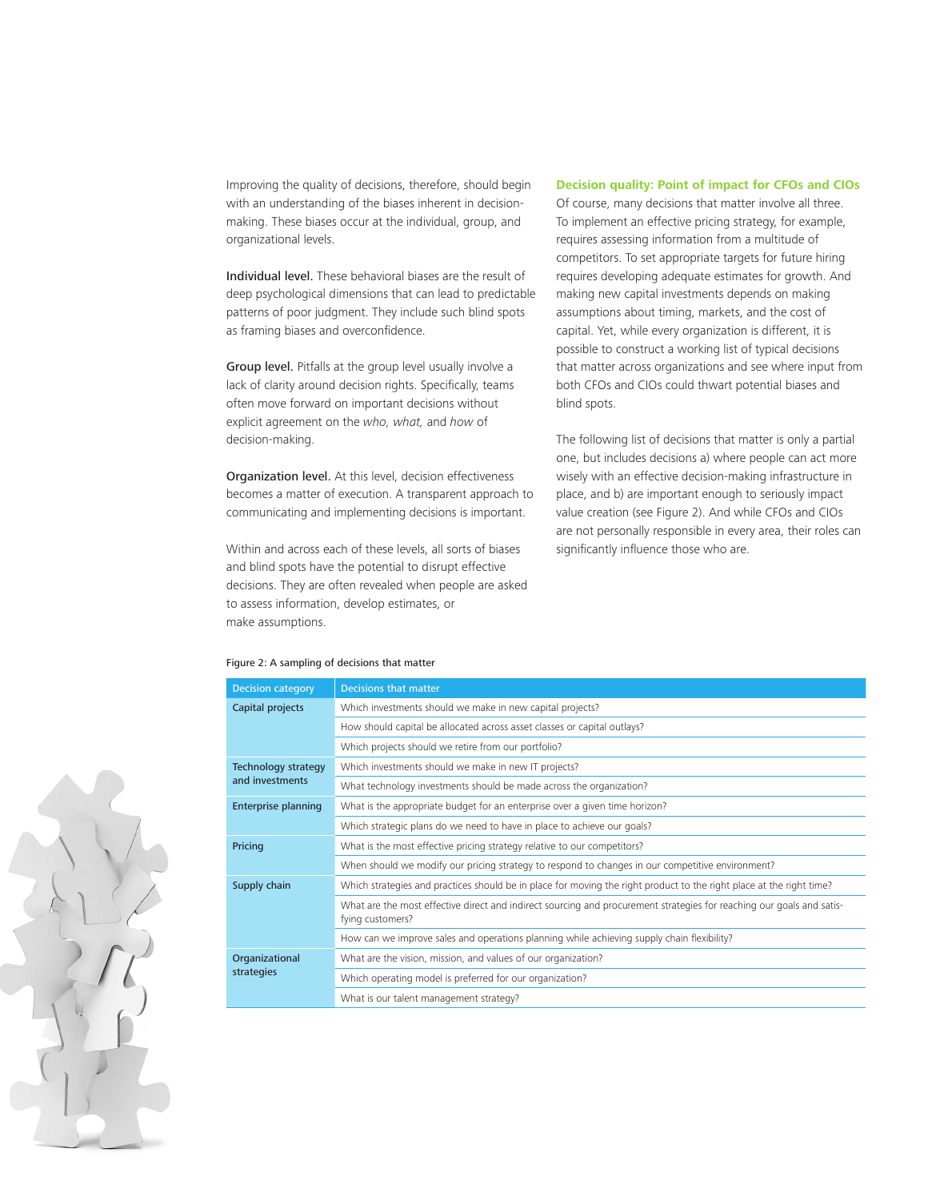Improving the quality of decisions, therefore, should begin with an understanding of the biases inherent in decision-making. These biases occur at the individual, group, and organizational levels.

**Individual level.** These behavioral biases are the result of deep psychological dimensions that can lead to predictable patterns of poor judgment. They include such blind spots as framing biases and overconfidence.

**Group level.** Pitfalls at the group level usually involve a lack of clarity around decision rights. Specifically, teams often move forward on important decisions without explicit agreement on the *who, what,* and *how* of decision-making.

**Organization level.** At this level, decision effectiveness becomes a matter of execution. A transparent approach to communicating and implementing decisions is important.

Within and across each of these levels, all sorts of biases and blind spots have the potential to disrupt effective decisions. They are often revealed when people are asked to assess information, develop estimates, or make assumptions.

## Decision quality: Point of impact for CFOs and CIOs

Of course, many decisions that matter involve all three. To implement an effective pricing strategy, for example, requires assessing information from a multitude of competitors. To set appropriate targets for future hiring requires developing adequate estimates for growth. And making new capital investments depends on making assumptions about timing, markets, and the cost of capital. Yet, while every organization is different, it is possible to construct a working list of typical decisions that matter across organizations and see where input from both CFOs and CIOs could thwart potential biases and blind spots.

The following list of decisions that matter is only a partial one, but includes decisions a) where people can act more wisely with an effective decision-making infrastructure in place, and b) are important enough to seriously impact value creation (see Figure 2). And while CFOs and CIOs are not personally responsible in every area, their roles can significantly influence those who are.

Figure 2: A sampling of decisions that matter

| Decision category | Decisions that matter |
|---|---|
| Capital projects | Which investments should we make in new capital projects? |
| | How should capital be allocated across asset classes or capital outlays? |
| | Which projects should we retire from our portfolio? |
| Technology strategy and investments | Which investments should we make in new IT projects? |
| | What technology investments should be made across the organization? |
| Enterprise planning | What is the appropriate budget for an enterprise over a given time horizon? |
| | Which strategic plans do we need to have in place to achieve our goals? |
| Pricing | What is the most effective pricing strategy relative to our competitors? |
| | When should we modify our pricing strategy to respond to changes in our competitive environment? |
| Supply chain | Which strategies and practices should be in place for moving the right product to the right place at the right time? |
| | What are the most effective direct and indirect sourcing and procurement strategies for reaching our goals and satisfying customers? |
| | How can we improve sales and operations planning while achieving supply chain flexibility? |
| Organizational strategies | What are the vision, mission, and values of our organization? |
| | Which operating model is preferred for our organization? |
| | What is our talent management strategy? |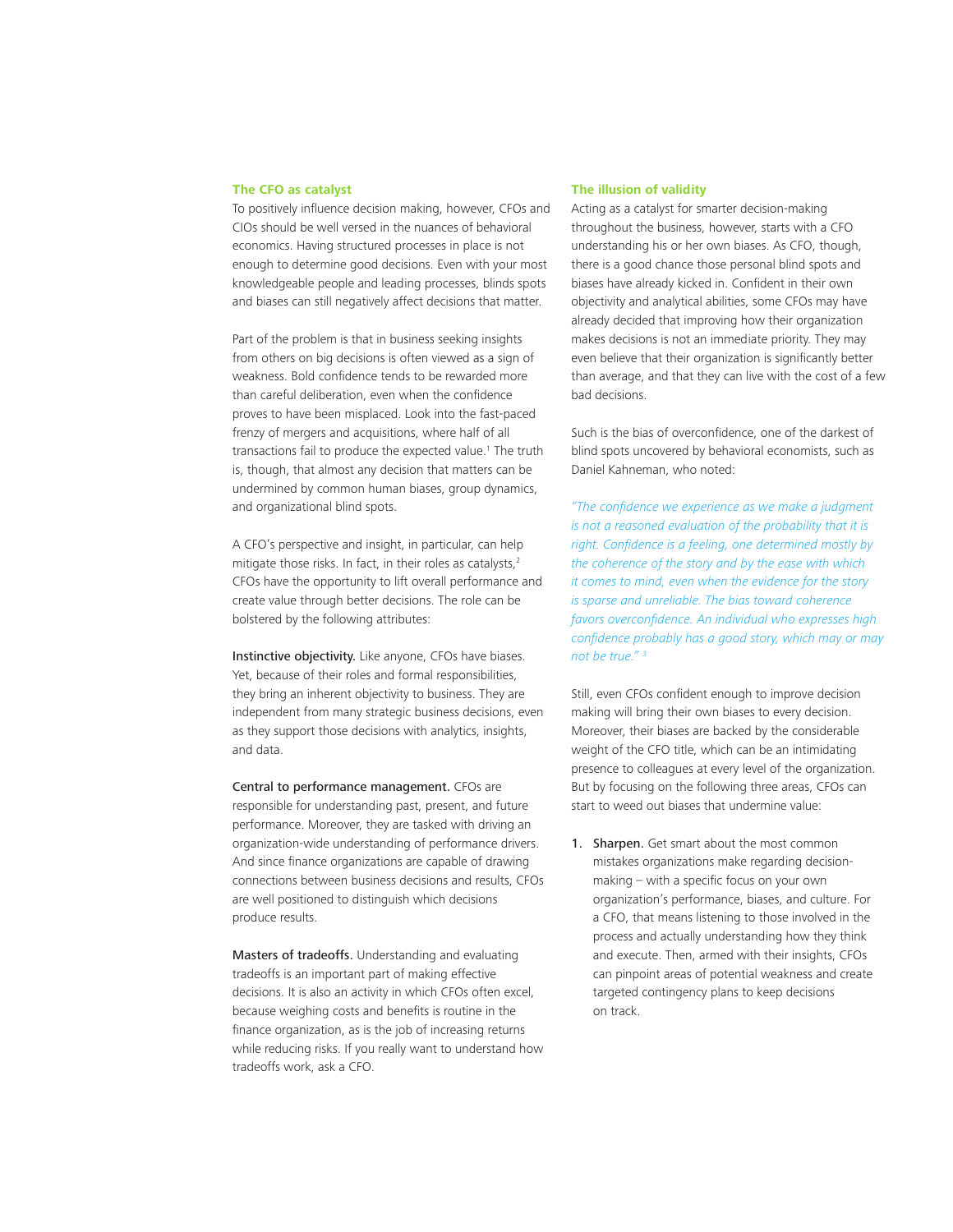### The CFO as catalyst

To positively influence decision making, however, CFOs and CIOs should be well versed in the nuances of behavioral economics. Having structured processes in place is not enough to determine good decisions. Even with your most knowledgeable people and leading processes, blinds spots and biases can still negatively affect decisions that matter.

Part of the problem is that in business seeking insights from others on big decisions is often viewed as a sign of weakness. Bold confidence tends to be rewarded more than careful deliberation, even when the confidence proves to have been misplaced. Look into the fast-paced frenzy of mergers and acquisitions, where half of all transactions fail to produce the expected value.[1] The truth is, though, that almost any decision that matters can be undermined by common human biases, group dynamics, and organizational blind spots.

A CFO's perspective and insight, in particular, can help mitigate those risks. In fact, in their roles as catalysts,[2] CFOs have the opportunity to lift overall performance and create value through better decisions. The role can be bolstered by the following attributes:

**Instinctive objectivity.** Like anyone, CFOs have biases. Yet, because of their roles and formal responsibilities, they bring an inherent objectivity to business. They are independent from many strategic business decisions, even as they support those decisions with analytics, insights, and data.

**Central to performance management.** CFOs are responsible for understanding past, present, and future performance. Moreover, they are tasked with driving an organization-wide understanding of performance drivers. And since finance organizations are capable of drawing connections between business decisions and results, CFOs are well positioned to distinguish which decisions produce results.

**Masters of tradeoffs.** Understanding and evaluating tradeoffs is an important part of making effective decisions. It is also an activity in which CFOs often excel, because weighing costs and benefits is routine in the finance organization, as is the job of increasing returns while reducing risks. If you really want to understand how tradeoffs work, ask a CFO.

### The illusion of validity

Acting as a catalyst for smarter decision-making throughout the business, however, starts with a CFO understanding his or her own biases. As CFO, though, there is a good chance those personal blind spots and biases have already kicked in. Confident in their own objectivity and analytical abilities, some CFOs may have already decided that improving how their organization makes decisions is not an immediate priority. They may even believe that their organization is significantly better than average, and that they can live with the cost of a few bad decisions.

Such is the bias of overconfidence, one of the darkest of blind spots uncovered by behavioral economists, such as Daniel Kahneman, who noted:

*"The confidence we experience as we make a judgment is not a reasoned evaluation of the probability that it is right. Confidence is a feeling, one determined mostly by the coherence of the story and by the ease with which it comes to mind, even when the evidence for the story is sparse and unreliable. The bias toward coherence favors overconfidence. An individual who expresses high confidence probably has a good story, which may or may not be true."* [3]

Still, even CFOs confident enough to improve decision making will bring their own biases to every decision. Moreover, their biases are backed by the considerable weight of the CFO title, which can be an intimidating presence to colleagues at every level of the organization. But by focusing on the following three areas, CFOs can start to weed out biases that undermine value:

1. **Sharpen.** Get smart about the most common mistakes organizations make regarding decision-making – with a specific focus on your own organization's performance, biases, and culture. For a CFO, that means listening to those involved in the process and actually understanding how they think and execute. Then, armed with their insights, CFOs can pinpoint areas of potential weakness and create targeted contingency plans to keep decisions on track.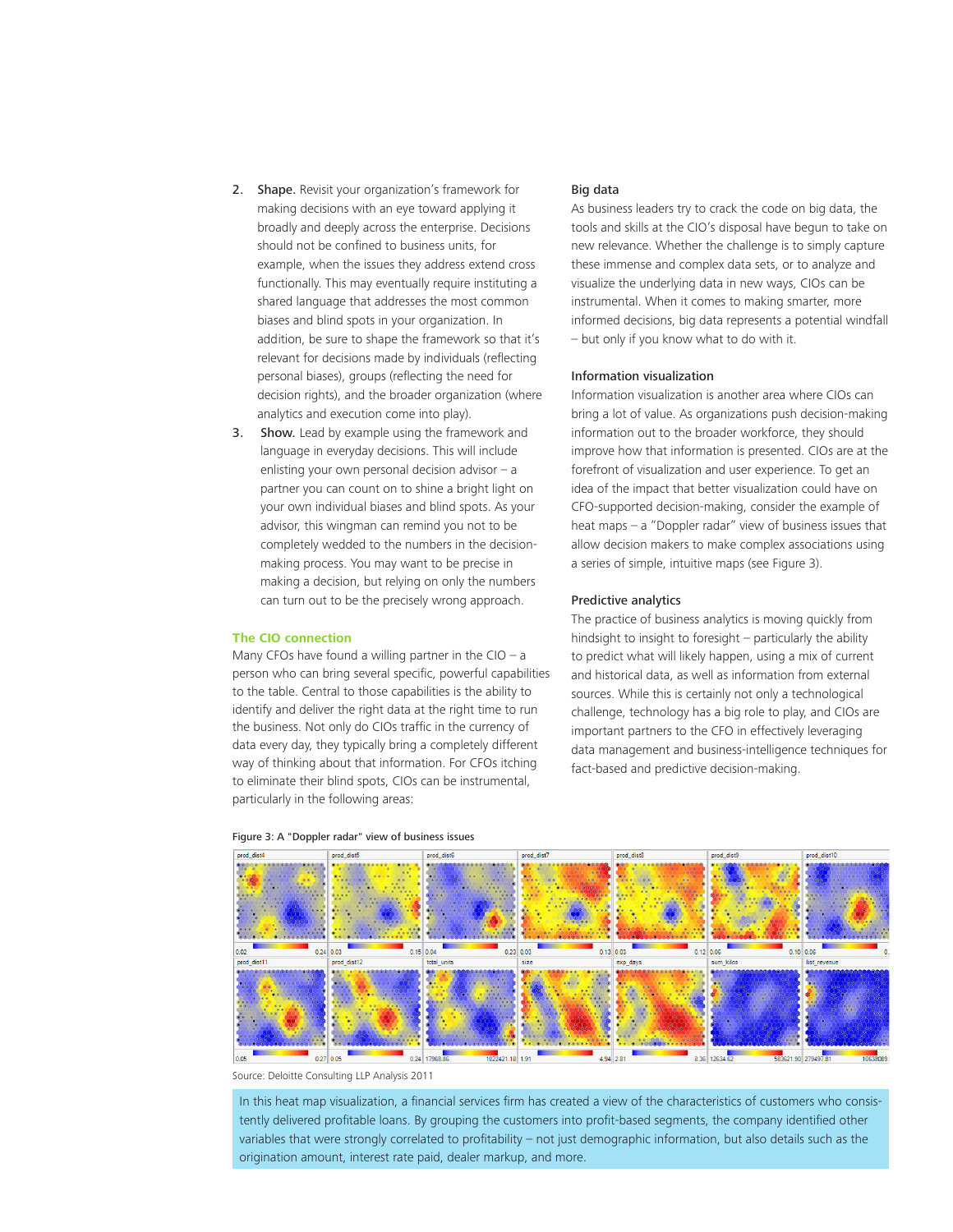2. **Shape.** Revisit your organization's framework for making decisions with an eye toward applying it broadly and deeply across the enterprise. Decisions should not be confined to business units, for example, when the issues they address extend cross functionally. This may eventually require instituting a shared language that addresses the most common biases and blind spots in your organization. In addition, be sure to shape the framework so that it's relevant for decisions made by individuals (reflecting personal biases), groups (reflecting the need for decision rights), and the broader organization (where analytics and execution come into play).
3. **Show.** Lead by example using the framework and language in everyday decisions. This will include enlisting your own personal decision advisor – a partner you can count on to shine a bright light on your own individual biases and blind spots. As your advisor, this wingman can remind you not to be completely wedded to the numbers in the decision-making process. You may want to be precise in making a decision, but relying on only the numbers can turn out to be the precisely wrong approach.

## The CIO connection

Many CFOs have found a willing partner in the CIO – a person who can bring several specific, powerful capabilities to the table. Central to those capabilities is the ability to identify and deliver the right data at the right time to run the business. Not only do CIOs traffic in the currency of data every day, they typically bring a completely different way of thinking about that information. For CFOs itching to eliminate their blind spots, CIOs can be instrumental, particularly in the following areas:

### Big data

As business leaders try to crack the code on big data, the tools and skills at the CIO's disposal have begun to take on new relevance. Whether the challenge is to simply capture these immense and complex data sets, or to analyze and visualize the underlying data in new ways, CIOs can be instrumental. When it comes to making smarter, more informed decisions, big data represents a potential windfall – but only if you know what to do with it.

### Information visualization

Information visualization is another area where CIOs can bring a lot of value. As organizations push decision-making information out to the broader workforce, they should improve how that information is presented. CIOs are at the forefront of visualization and user experience. To get an idea of the impact that better visualization could have on CFO-supported decision-making, consider the example of heat maps – a "Doppler radar" view of business issues that allow decision makers to make complex associations using a series of simple, intuitive maps (see Figure 3).

### Predictive analytics

The practice of business analytics is moving quickly from hindsight to insight to foresight – particularly the ability to predict what will likely happen, using a mix of current and historical data, as well as information from external sources. While this is certainly not only a technological challenge, technology has a big role to play, and CIOs are important partners to the CFO in effectively leveraging data management and business-intelligence techniques for fact-based and predictive decision-making.

Figure 3: A "Doppler radar" view of business issues

Source: Deloitte Consulting LLP Analysis 2011

In this heat map visualization, a financial services firm has created a view of the characteristics of customers who consistently delivered profitable loans. By grouping the customers into profit-based segments, the company identified other variables that were strongly correlated to profitability – not just demographic information, but also details such as the origination amount, interest rate paid, dealer markup, and more.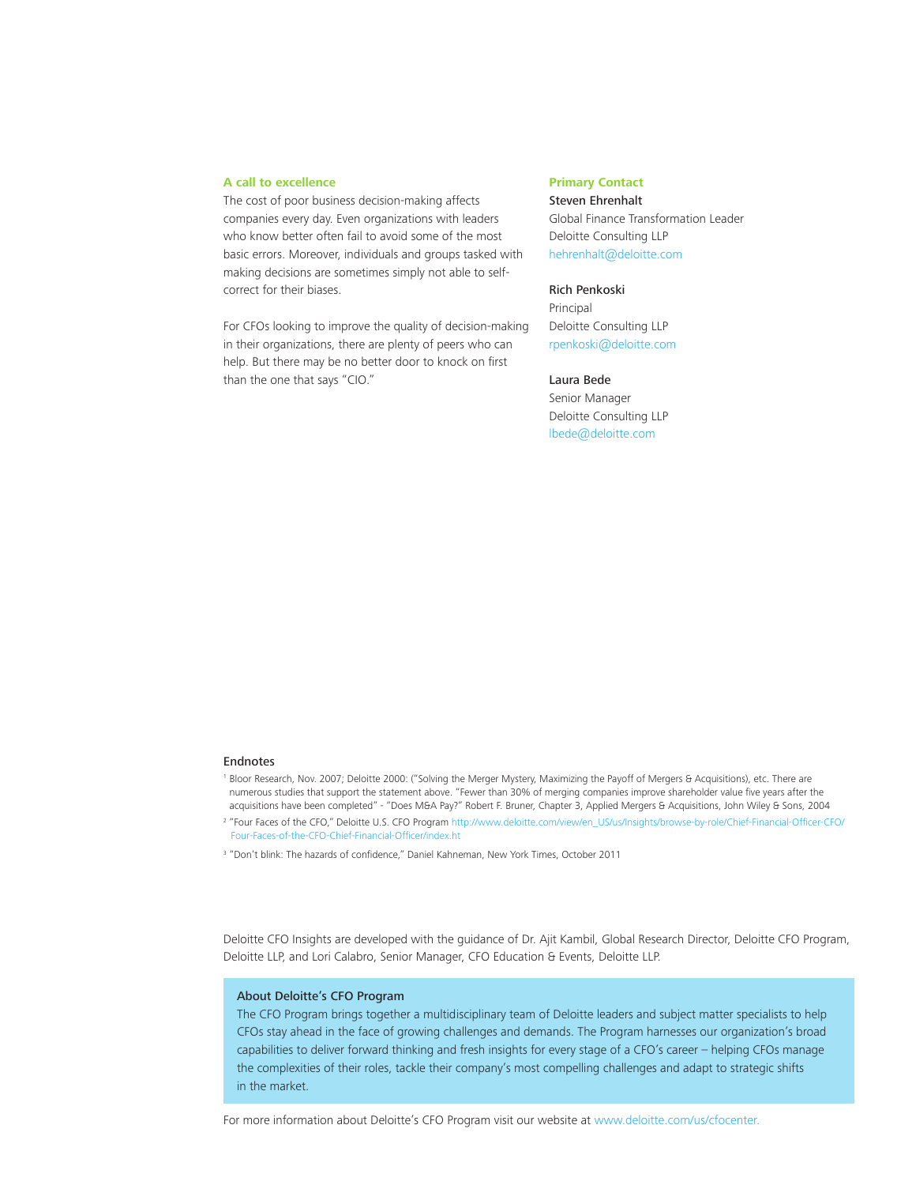### A call to excellence

The cost of poor business decision-making affects companies every day. Even organizations with leaders who know better often fail to avoid some of the most basic errors. Moreover, individuals and groups tasked with making decisions are sometimes simply not able to self-correct for their biases.

For CFOs looking to improve the quality of decision-making in their organizations, there are plenty of peers who can help. But there may be no better door to knock on first than the one that says "CIO."

### Primary Contact

**Steven Ehrenhalt**
Global Finance Transformation Leader
Deloitte Consulting LLP
hehrenhalt@deloitte.com

**Rich Penkoski**
Principal
Deloitte Consulting LLP
rpenkoski@deloitte.com

**Laura Bede**
Senior Manager
Deloitte Consulting LLP
lbede@deloitte.com

### Endnotes

[1] Bloor Research, Nov. 2007; Deloitte 2000: ("Solving the Merger Mystery, Maximizing the Payoff of Mergers & Acquisitions), etc. There are numerous studies that support the statement above. "Fewer than 30% of merging companies improve shareholder value five years after the acquisitions have been completed" - "Does M&A Pay?" Robert F. Bruner, Chapter 3, Applied Mergers & Acquisitions, John Wiley & Sons, 2004

[2] "Four Faces of the CFO," Deloitte U.S. CFO Program http://www.deloitte.com/view/en_US/us/Insights/browse-by-role/Chief-Financial-Officer-CFO/Four-Faces-of-the-CFO-Chief-Financial-Officer/index.ht

[3] "Don't blink: The hazards of confidence," Daniel Kahneman, New York Times, October 2011

Deloitte CFO Insights are developed with the guidance of Dr. Ajit Kambil, Global Research Director, Deloitte CFO Program, Deloitte LLP, and Lori Calabro, Senior Manager, CFO Education & Events, Deloitte LLP.

### About Deloitte's CFO Program

The CFO Program brings together a multidisciplinary team of Deloitte leaders and subject matter specialists to help CFOs stay ahead in the face of growing challenges and demands. The Program harnesses our organization's broad capabilities to deliver forward thinking and fresh insights for every stage of a CFO's career – helping CFOs manage the complexities of their roles, tackle their company's most compelling challenges and adapt to strategic shifts in the market.

For more information about Deloitte's CFO Program visit our website at www.deloitte.com/us/cfocenter.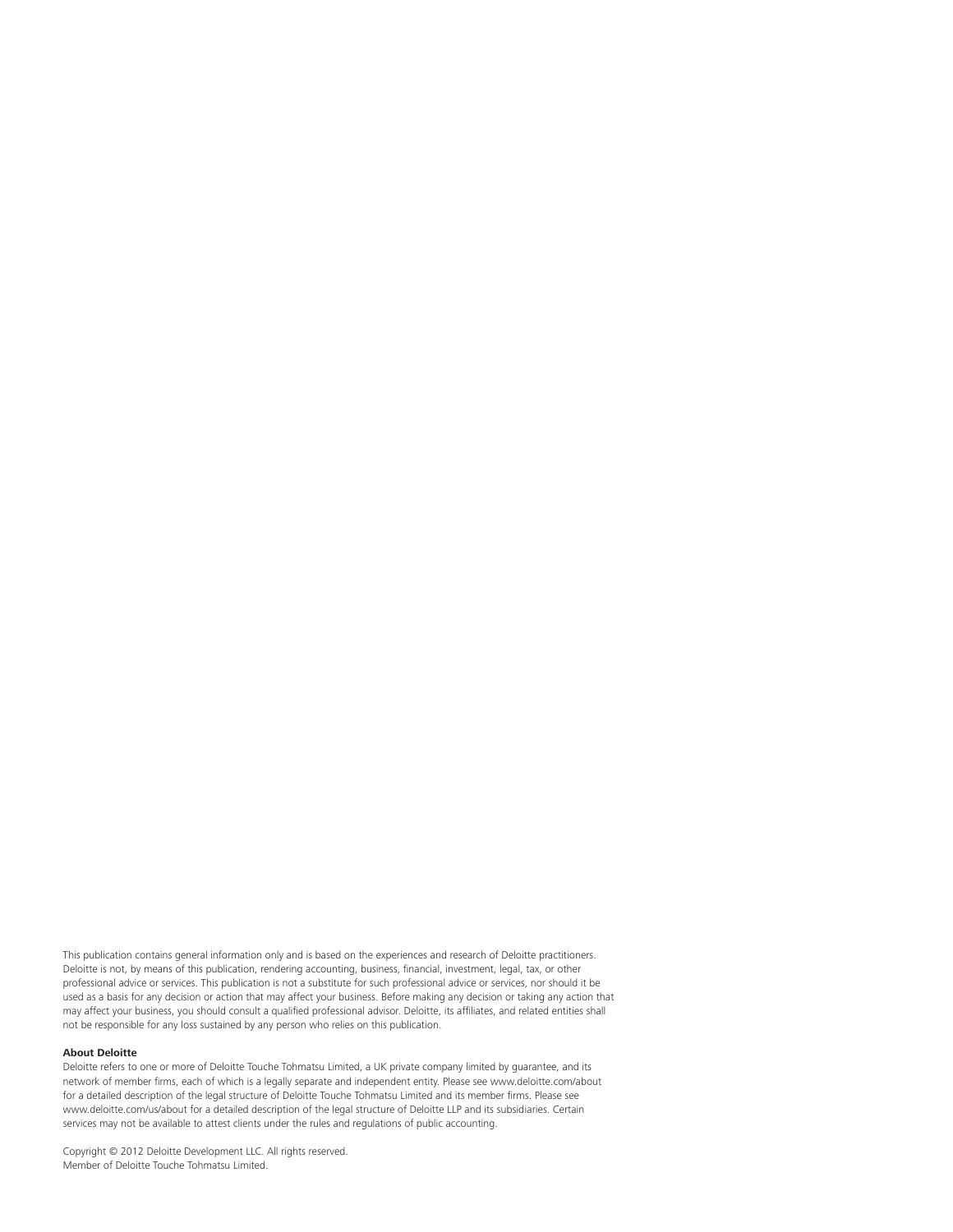This publication contains general information only and is based on the experiences and research of Deloitte practitioners. Deloitte is not, by means of this publication, rendering accounting, business, financial, investment, legal, tax, or other professional advice or services. This publication is not a substitute for such professional advice or services, nor should it be used as a basis for any decision or action that may affect your business. Before making any decision or taking any action that may affect your business, you should consult a qualified professional advisor. Deloitte, its affiliates, and related entities shall not be responsible for any loss sustained by any person who relies on this publication.

**About Deloitte**
Deloitte refers to one or more of Deloitte Touche Tohmatsu Limited, a UK private company limited by guarantee, and its network of member firms, each of which is a legally separate and independent entity. Please see www.deloitte.com/about for a detailed description of the legal structure of Deloitte Touche Tohmatsu Limited and its member firms. Please see www.deloitte.com/us/about for a detailed description of the legal structure of Deloitte LLP and its subsidiaries. Certain services may not be available to attest clients under the rules and regulations of public accounting.

Copyright © 2012 Deloitte Development LLC. All rights reserved.
Member of Deloitte Touche Tohmatsu Limited.